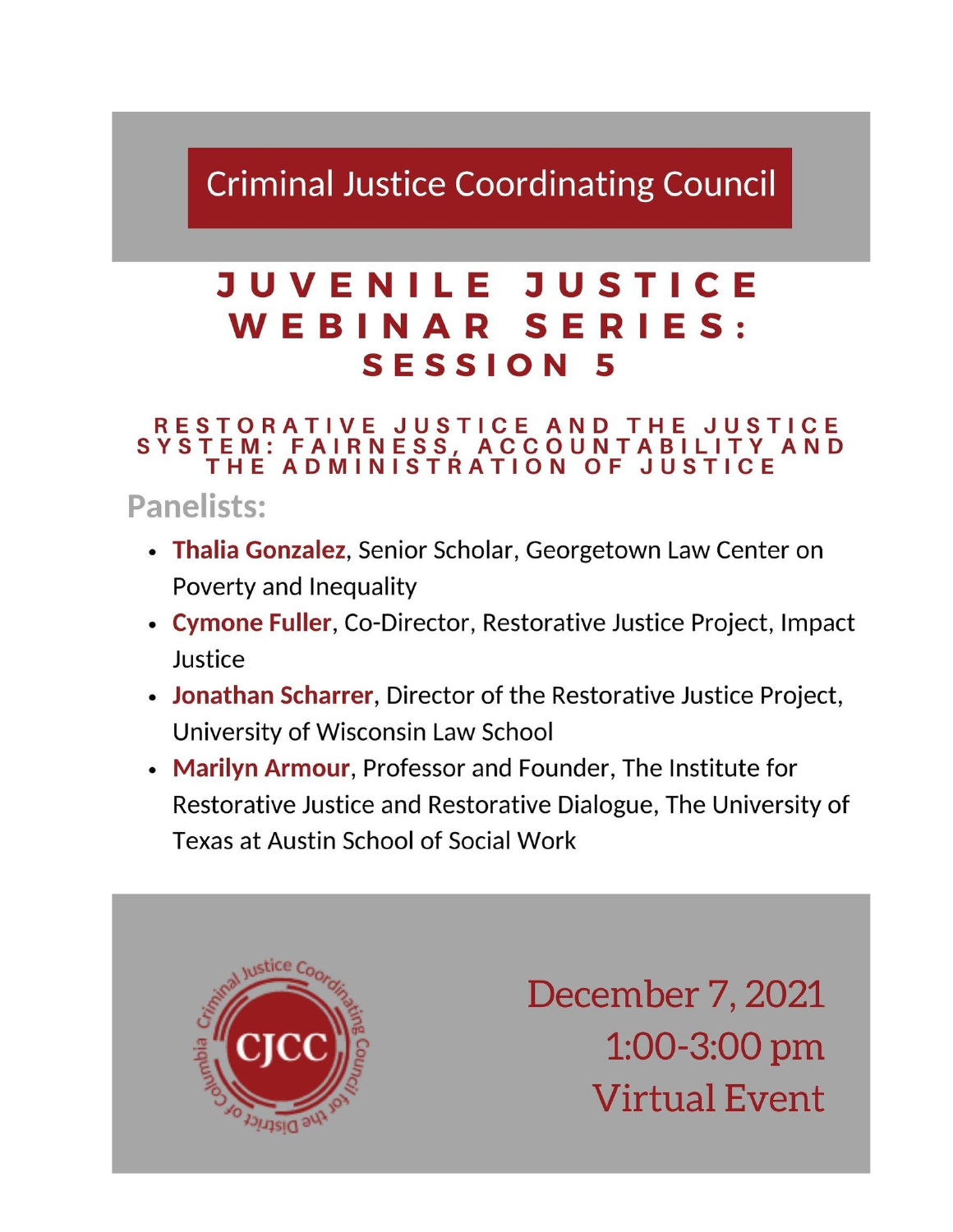# Criminal Justice Coordinating Council

## JUVENILE JUSTICE WEBINAR SERIES: SESSION 5

### RESTORATIVE JUSTICE AND THE JUSTICE SYSTEM: FAIRNESS, ACCOUNTABILITY AND THE ADMINISTRATION OF JUSTICE

**Panelists:**

- **Thalia Gonzalez**, Senior Scholar, Georgetown Law Center on Poverty and Inequality
- **Cymone Fuller**, Co-Director, Restorative Justice Project, Impact Justice
- **Jonathan Scharrer**, Director of the Restorative Justice Project, University of Wisconsin Law School
- **Marilyn Armour**, Professor and Founder, The Institute for Restorative Justice and Restorative Dialogue, The University of Texas at Austin School of Social Work

Criminal Justice Coordinating Council for the District of Columbia
CJCC

December 7, 2021
1:00-3:00 pm
Virtual Event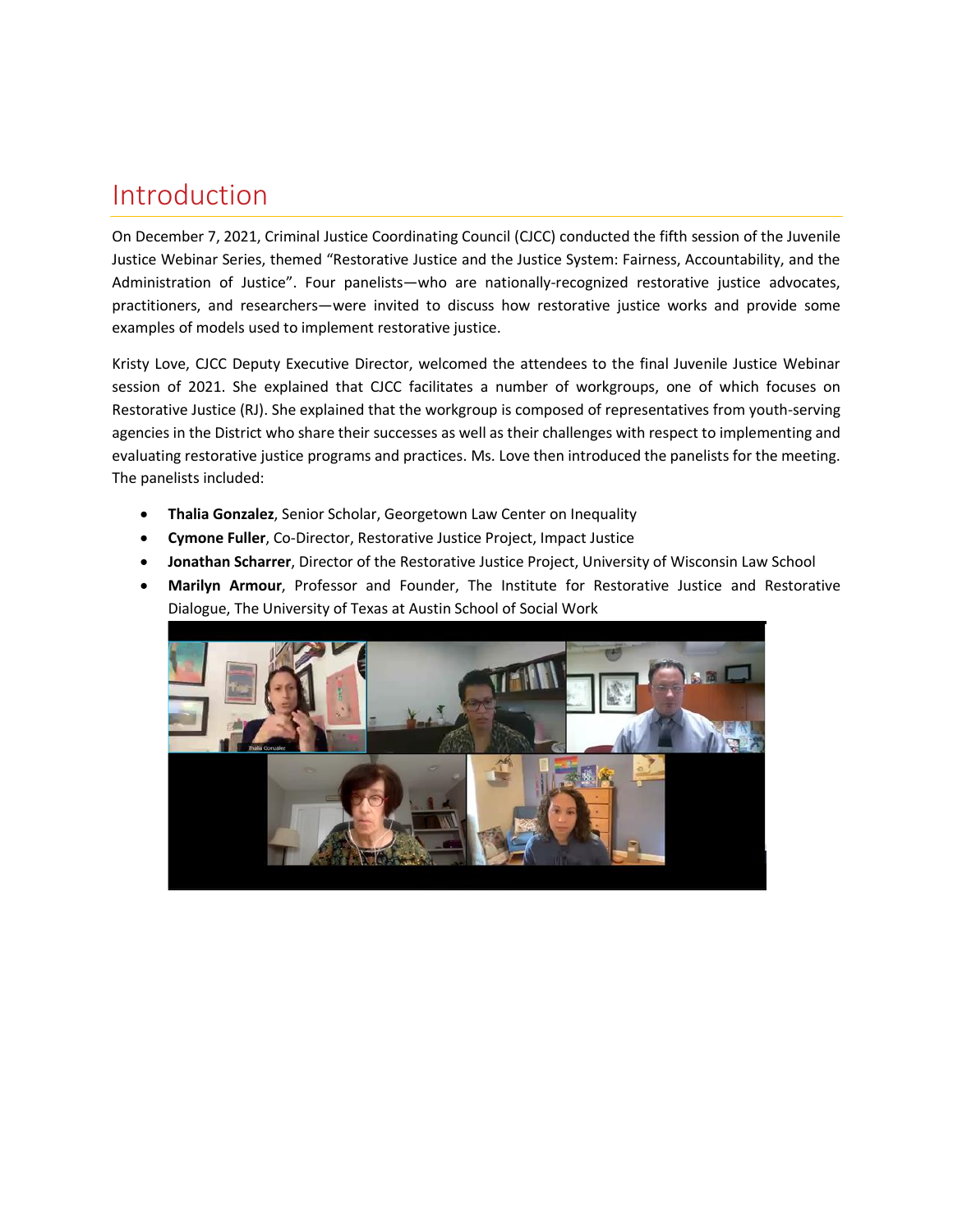# Introduction

On December 7, 2021, Criminal Justice Coordinating Council (CJCC) conducted the fifth session of the Juvenile Justice Webinar Series, themed "Restorative Justice and the Justice System: Fairness, Accountability, and the Administration of Justice". Four panelists—who are nationally-recognized restorative justice advocates, practitioners, and researchers—were invited to discuss how restorative justice works and provide some examples of models used to implement restorative justice.

Kristy Love, CJCC Deputy Executive Director, welcomed the attendees to the final Juvenile Justice Webinar session of 2021. She explained that CJCC facilitates a number of workgroups, one of which focuses on Restorative Justice (RJ). She explained that the workgroup is composed of representatives from youth-serving agencies in the District who share their successes as well as their challenges with respect to implementing and evaluating restorative justice programs and practices. Ms. Love then introduced the panelists for the meeting. The panelists included:

- **Thalia Gonzalez**, Senior Scholar, Georgetown Law Center on Inequality
- **Cymone Fuller**, Co-Director, Restorative Justice Project, Impact Justice
- **Jonathan Scharrer**, Director of the Restorative Justice Project, University of Wisconsin Law School
- **Marilyn Armour**, Professor and Founder, The Institute for Restorative Justice and Restorative Dialogue, The University of Texas at Austin School of Social Work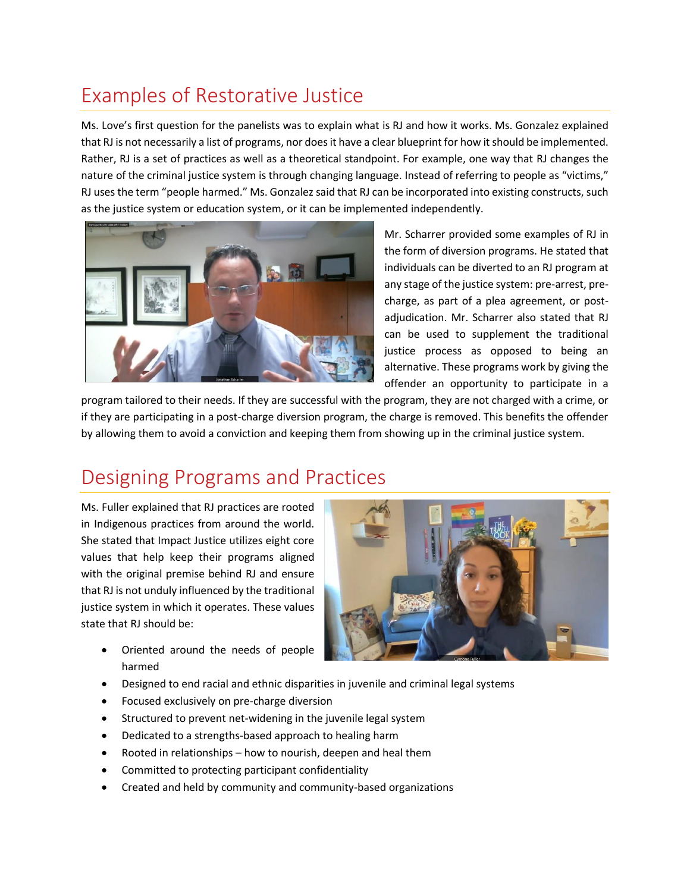## Examples of Restorative Justice

Ms. Love's first question for the panelists was to explain what is RJ and how it works. Ms. Gonzalez explained that RJ is not necessarily a list of programs, nor does it have a clear blueprint for how it should be implemented. Rather, RJ is a set of practices as well as a theoretical standpoint. For example, one way that RJ changes the nature of the criminal justice system is through changing language. Instead of referring to people as "victims," RJ uses the term "people harmed." Ms. Gonzalez said that RJ can be incorporated into existing constructs, such as the justice system or education system, or it can be implemented independently.

Mr. Scharrer provided some examples of RJ in the form of diversion programs. He stated that individuals can be diverted to an RJ program at any stage of the justice system: pre-arrest, pre-charge, as part of a plea agreement, or post-adjudication. Mr. Scharrer also stated that RJ can be used to supplement the traditional justice process as opposed to being an alternative. These programs work by giving the offender an opportunity to participate in a program tailored to their needs. If they are successful with the program, they are not charged with a crime, or if they are participating in a post-charge diversion program, the charge is removed. This benefits the offender by allowing them to avoid a conviction and keeping them from showing up in the criminal justice system.

## Designing Programs and Practices

Ms. Fuller explained that RJ practices are rooted in Indigenous practices from around the world. She stated that Impact Justice utilizes eight core values that help keep their programs aligned with the original premise behind RJ and ensure that RJ is not unduly influenced by the traditional justice system in which it operates. These values state that RJ should be:

- Oriented around the needs of people harmed
- Designed to end racial and ethnic disparities in juvenile and criminal legal systems
- Focused exclusively on pre-charge diversion
- Structured to prevent net-widening in the juvenile legal system
- Dedicated to a strengths-based approach to healing harm
- Rooted in relationships – how to nourish, deepen and heal them
- Committed to protecting participant confidentiality
- Created and held by community and community-based organizations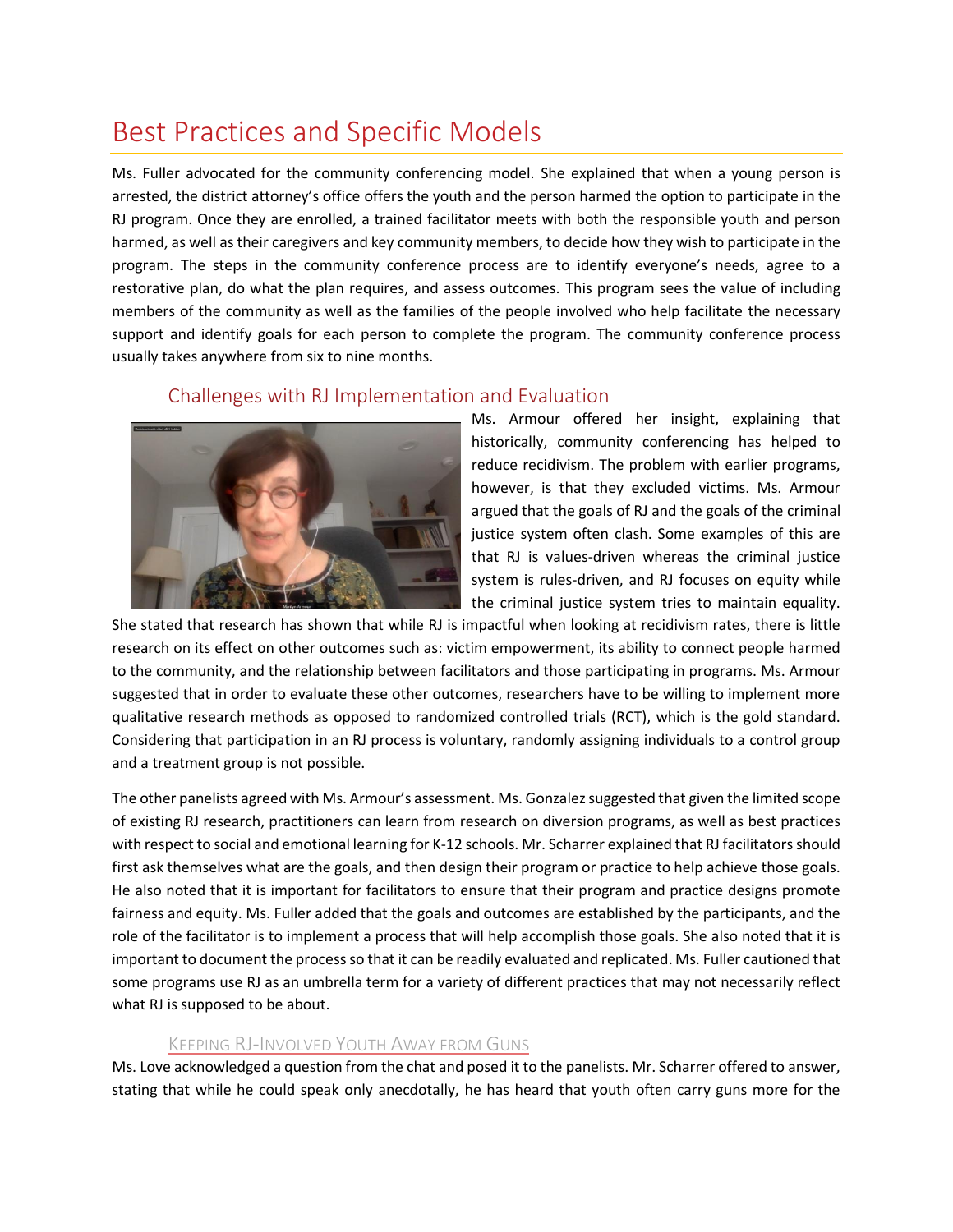# Best Practices and Specific Models

Ms. Fuller advocated for the community conferencing model. She explained that when a young person is arrested, the district attorney's office offers the youth and the person harmed the option to participate in the RJ program. Once they are enrolled, a trained facilitator meets with both the responsible youth and person harmed, as well as their caregivers and key community members, to decide how they wish to participate in the program. The steps in the community conference process are to identify everyone's needs, agree to a restorative plan, do what the plan requires, and assess outcomes. This program sees the value of including members of the community as well as the families of the people involved who help facilitate the necessary support and identify goals for each person to complete the program. The community conference process usually takes anywhere from six to nine months.

## Challenges with RJ Implementation and Evaluation

Ms. Armour offered her insight, explaining that historically, community conferencing has helped to reduce recidivism. The problem with earlier programs, however, is that they excluded victims. Ms. Armour argued that the goals of RJ and the goals of the criminal justice system often clash. Some examples of this are that RJ is values-driven whereas the criminal justice system is rules-driven, and RJ focuses on equity while the criminal justice system tries to maintain equality. She stated that research has shown that while RJ is impactful when looking at recidivism rates, there is little research on its effect on other outcomes such as: victim empowerment, its ability to connect people harmed to the community, and the relationship between facilitators and those participating in programs. Ms. Armour suggested that in order to evaluate these other outcomes, researchers have to be willing to implement more qualitative research methods as opposed to randomized controlled trials (RCT), which is the gold standard. Considering that participation in an RJ process is voluntary, randomly assigning individuals to a control group and a treatment group is not possible.

The other panelists agreed with Ms. Armour's assessment. Ms. Gonzalez suggested that given the limited scope of existing RJ research, practitioners can learn from research on diversion programs, as well as best practices with respect to social and emotional learning for K-12 schools. Mr. Scharrer explained that RJ facilitators should first ask themselves what are the goals, and then design their program or practice to help achieve those goals. He also noted that it is important for facilitators to ensure that their program and practice designs promote fairness and equity. Ms. Fuller added that the goals and outcomes are established by the participants, and the role of the facilitator is to implement a process that will help accomplish those goals. She also noted that it is important to document the process so that it can be readily evaluated and replicated. Ms. Fuller cautioned that some programs use RJ as an umbrella term for a variety of different practices that may not necessarily reflect what RJ is supposed to be about.

### Keeping RJ-Involved Youth Away from Guns

Ms. Love acknowledged a question from the chat and posed it to the panelists. Mr. Scharrer offered to answer, stating that while he could speak only anecdotally, he has heard that youth often carry guns more for the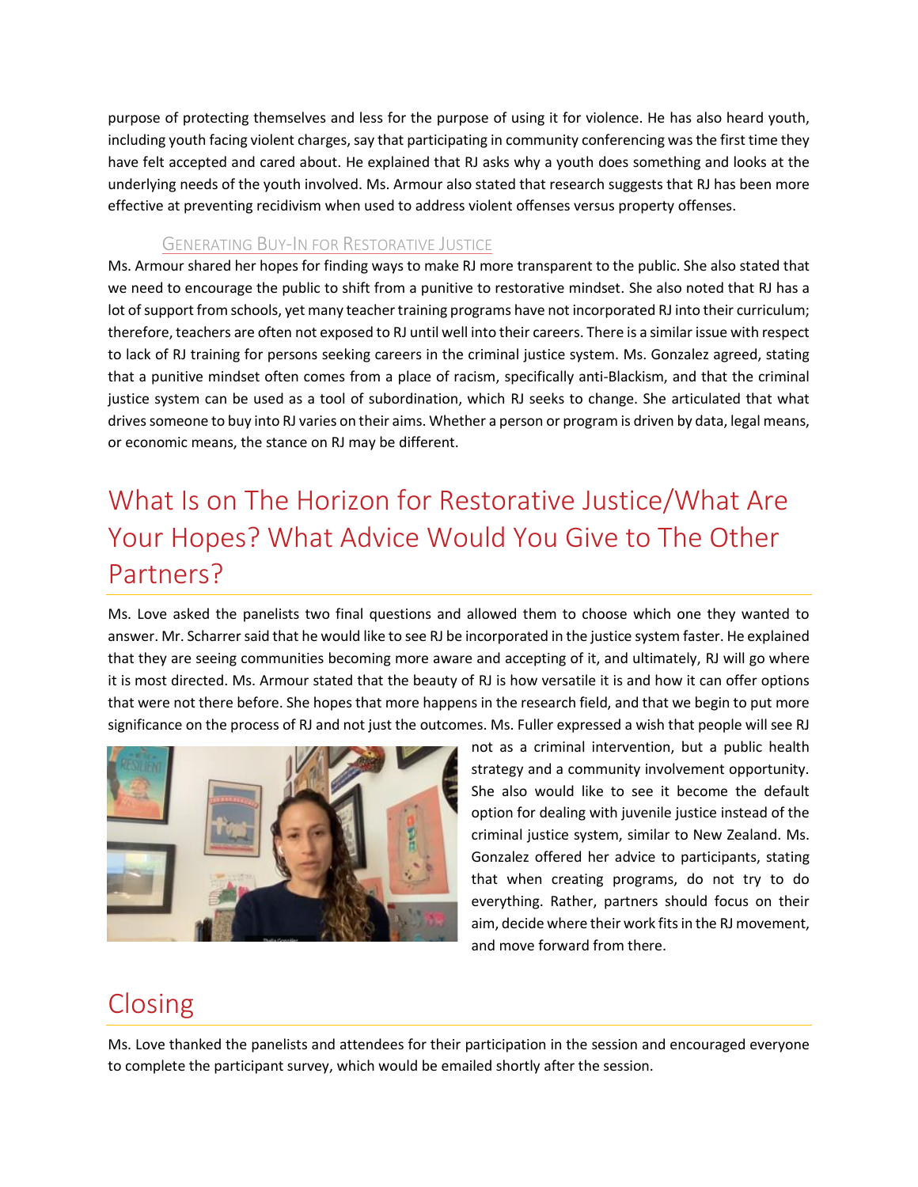purpose of protecting themselves and less for the purpose of using it for violence. He has also heard youth, including youth facing violent charges, say that participating in community conferencing was the first time they have felt accepted and cared about. He explained that RJ asks why a youth does something and looks at the underlying needs of the youth involved. Ms. Armour also stated that research suggests that RJ has been more effective at preventing recidivism when used to address violent offenses versus property offenses.

### Generating Buy-In for Restorative Justice

Ms. Armour shared her hopes for finding ways to make RJ more transparent to the public. She also stated that we need to encourage the public to shift from a punitive to restorative mindset. She also noted that RJ has a lot of support from schools, yet many teacher training programs have not incorporated RJ into their curriculum; therefore, teachers are often not exposed to RJ until well into their careers. There is a similar issue with respect to lack of RJ training for persons seeking careers in the criminal justice system. Ms. Gonzalez agreed, stating that a punitive mindset often comes from a place of racism, specifically anti-Blackism, and that the criminal justice system can be used as a tool of subordination, which RJ seeks to change. She articulated that what drives someone to buy into RJ varies on their aims. Whether a person or program is driven by data, legal means, or economic means, the stance on RJ may be different.

## What Is on The Horizon for Restorative Justice/What Are Your Hopes? What Advice Would You Give to The Other Partners?

Ms. Love asked the panelists two final questions and allowed them to choose which one they wanted to answer. Mr. Scharrer said that he would like to see RJ be incorporated in the justice system faster. He explained that they are seeing communities becoming more aware and accepting of it, and ultimately, RJ will go where it is most directed. Ms. Armour stated that the beauty of RJ is how versatile it is and how it can offer options that were not there before. She hopes that more happens in the research field, and that we begin to put more significance on the process of RJ and not just the outcomes. Ms. Fuller expressed a wish that people will see RJ not as a criminal intervention, but a public health strategy and a community involvement opportunity. She also would like to see it become the default option for dealing with juvenile justice instead of the criminal justice system, similar to New Zealand. Ms. Gonzalez offered her advice to participants, stating that when creating programs, do not try to do everything. Rather, partners should focus on their aim, decide where their work fits in the RJ movement, and move forward from there.

## Closing

Ms. Love thanked the panelists and attendees for their participation in the session and encouraged everyone to complete the participant survey, which would be emailed shortly after the session.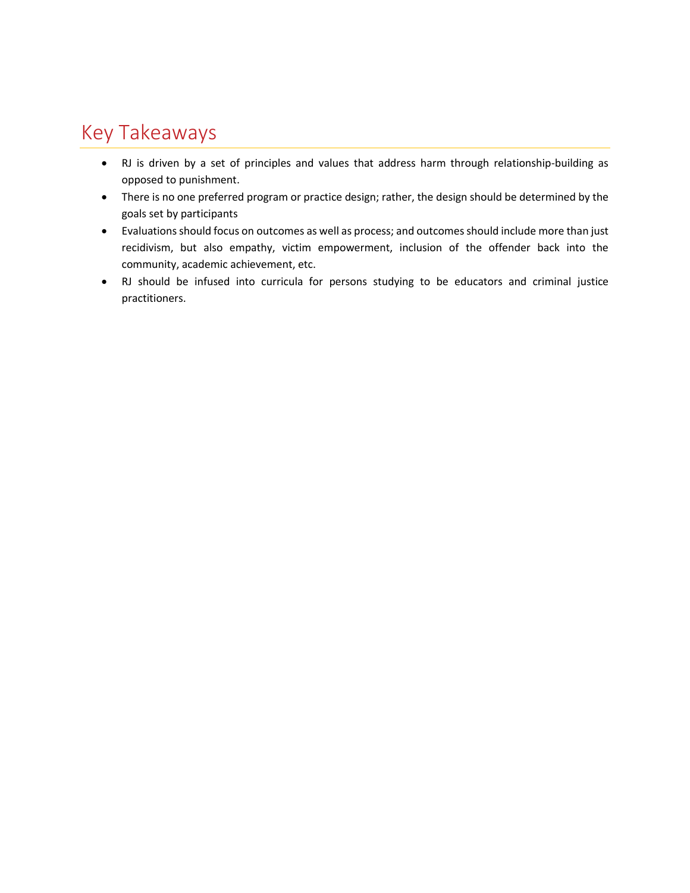## Key Takeaways

- RJ is driven by a set of principles and values that address harm through relationship-building as opposed to punishment.
- There is no one preferred program or practice design; rather, the design should be determined by the goals set by participants
- Evaluations should focus on outcomes as well as process; and outcomes should include more than just recidivism, but also empathy, victim empowerment, inclusion of the offender back into the community, academic achievement, etc.
- RJ should be infused into curricula for persons studying to be educators and criminal justice practitioners.